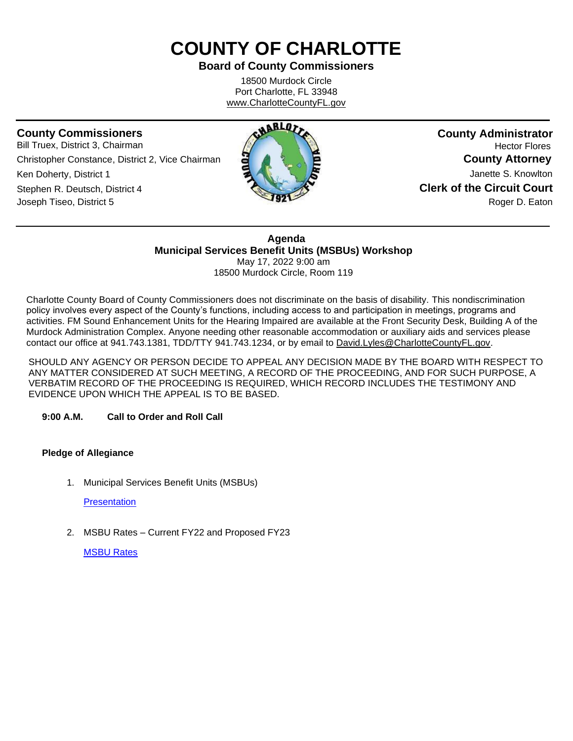# COUNTY OF CHARLOTTE

**Board of County Commissioners**

18500 Murdock Circle
Port Charlotte, FL 33948
www.CharlotteCountyFL.gov

**County Commissioners**

Bill Truex, District 3, Chairman
Christopher Constance, District 2, Vice Chairman
Ken Doherty, District 1
Stephen R. Deutsch, District 4
Joseph Tiseo, District 5

**County Administrator**
Hector Flores

**County Attorney**
Janette S. Knowlton

**Clerk of the Circuit Court**
Roger D. Eaton

---

**Agenda**
**Municipal Services Benefit Units (MSBUs) Workshop**
May 17, 2022 9:00 am
18500 Murdock Circle, Room 119

Charlotte County Board of County Commissioners does not discriminate on the basis of disability. This nondiscrimination policy involves every aspect of the County's functions, including access to and participation in meetings, programs and activities. FM Sound Enhancement Units for the Hearing Impaired are available at the Front Security Desk, Building A of the Murdock Administration Complex. Anyone needing other reasonable accommodation or auxiliary aids and services please contact our office at 941.743.1381, TDD/TTY 941.743.1234, or by email to David.Lyles@CharlotteCountyFL.gov.

SHOULD ANY AGENCY OR PERSON DECIDE TO APPEAL ANY DECISION MADE BY THE BOARD WITH RESPECT TO ANY MATTER CONSIDERED AT SUCH MEETING, A RECORD OF THE PROCEEDING, AND FOR SUCH PURPOSE, A VERBATIM RECORD OF THE PROCEEDING IS REQUIRED, WHICH RECORD INCLUDES THE TESTIMONY AND EVIDENCE UPON WHICH THE APPEAL IS TO BE BASED.

**9:00 A.M. Call to Order and Roll Call**

**Pledge of Allegiance**

1. Municipal Services Benefit Units (MSBUs)

   Presentation

2. MSBU Rates – Current FY22 and Proposed FY23

   MSBU Rates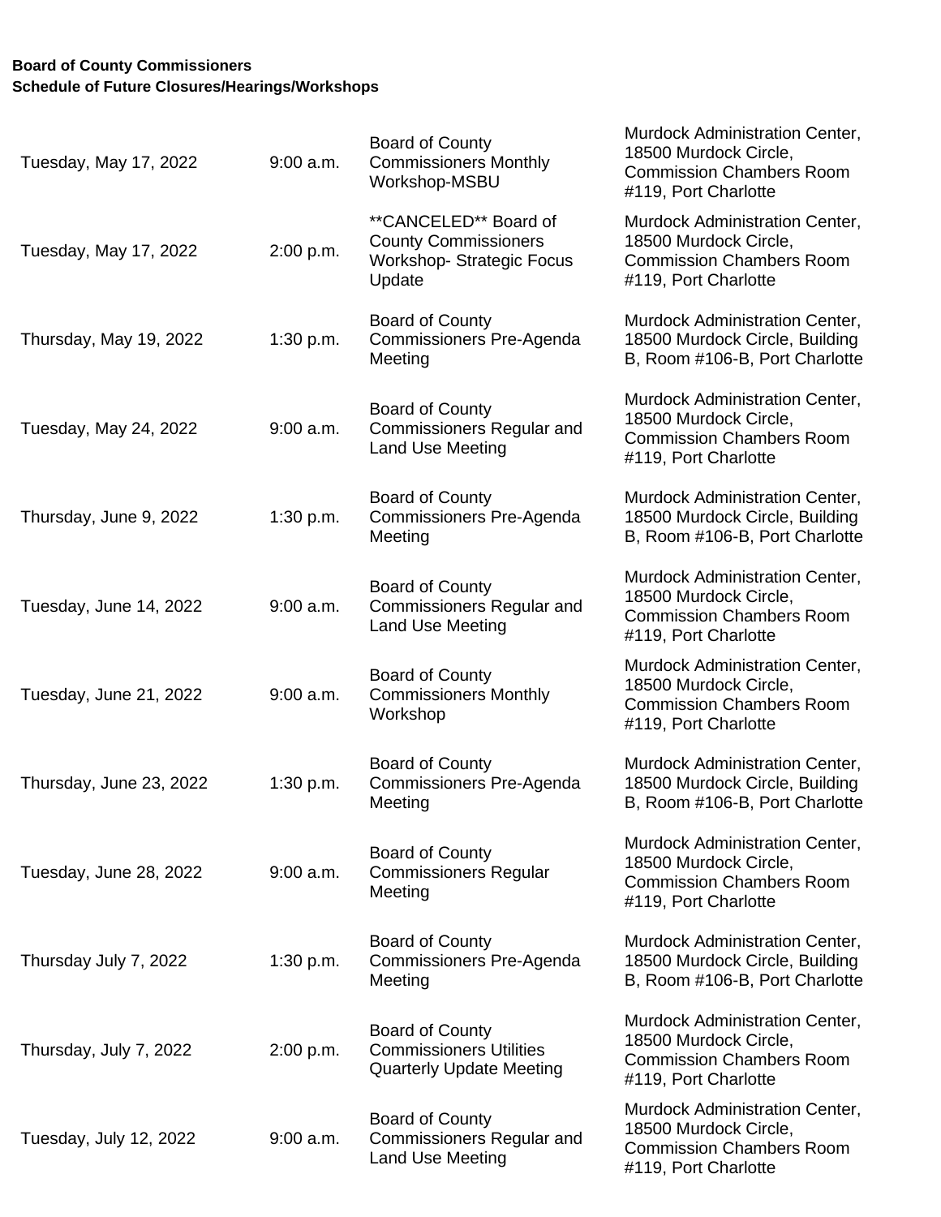**Board of County Commissioners**
**Schedule of Future Closures/Hearings/Workshops**

| | | | |
|---|---|---|---|
| Tuesday, May 17, 2022 | 9:00 a.m. | Board of County Commissioners Monthly Workshop-MSBU | Murdock Administration Center, 18500 Murdock Circle, Commission Chambers Room #119, Port Charlotte |
| Tuesday, May 17, 2022 | 2:00 p.m. | **CANCELED** Board of County Commissioners Workshop- Strategic Focus Update | Murdock Administration Center, 18500 Murdock Circle, Commission Chambers Room #119, Port Charlotte |
| Thursday, May 19, 2022 | 1:30 p.m. | Board of County Commissioners Pre-Agenda Meeting | Murdock Administration Center, 18500 Murdock Circle, Building B, Room #106-B, Port Charlotte |
| Tuesday, May 24, 2022 | 9:00 a.m. | Board of County Commissioners Regular and Land Use Meeting | Murdock Administration Center, 18500 Murdock Circle, Commission Chambers Room #119, Port Charlotte |
| Thursday, June 9, 2022 | 1:30 p.m. | Board of County Commissioners Pre-Agenda Meeting | Murdock Administration Center, 18500 Murdock Circle, Building B, Room #106-B, Port Charlotte |
| Tuesday, June 14, 2022 | 9:00 a.m. | Board of County Commissioners Regular and Land Use Meeting | Murdock Administration Center, 18500 Murdock Circle, Commission Chambers Room #119, Port Charlotte |
| Tuesday, June 21, 2022 | 9:00 a.m. | Board of County Commissioners Monthly Workshop | Murdock Administration Center, 18500 Murdock Circle, Commission Chambers Room #119, Port Charlotte |
| Thursday, June 23, 2022 | 1:30 p.m. | Board of County Commissioners Pre-Agenda Meeting | Murdock Administration Center, 18500 Murdock Circle, Building B, Room #106-B, Port Charlotte |
| Tuesday, June 28, 2022 | 9:00 a.m. | Board of County Commissioners Regular Meeting | Murdock Administration Center, 18500 Murdock Circle, Commission Chambers Room #119, Port Charlotte |
| Thursday July 7, 2022 | 1:30 p.m. | Board of County Commissioners Pre-Agenda Meeting | Murdock Administration Center, 18500 Murdock Circle, Building B, Room #106-B, Port Charlotte |
| Thursday, July 7, 2022 | 2:00 p.m. | Board of County Commissioners Utilities Quarterly Update Meeting | Murdock Administration Center, 18500 Murdock Circle, Commission Chambers Room #119, Port Charlotte |
| Tuesday, July 12, 2022 | 9:00 a.m. | Board of County Commissioners Regular and Land Use Meeting | Murdock Administration Center, 18500 Murdock Circle, Commission Chambers Room #119, Port Charlotte |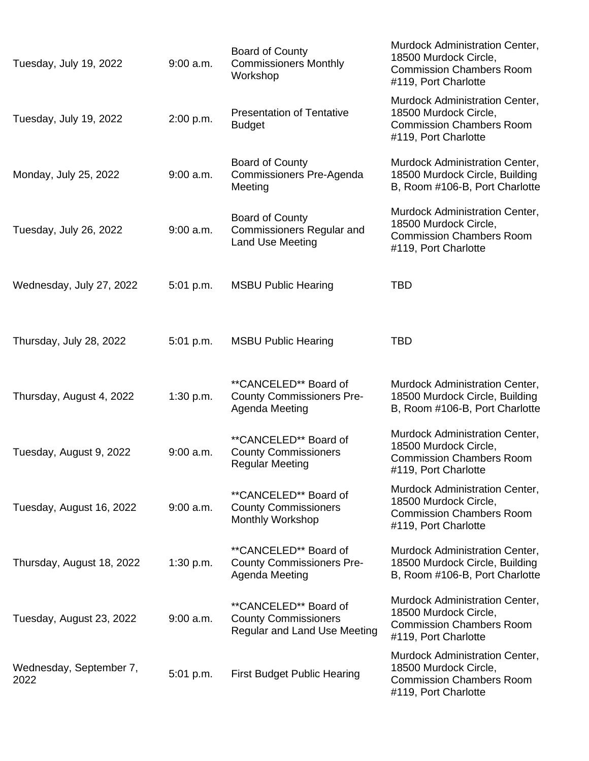| | | | |
|---|---|---|---|
| Tuesday, July 19, 2022 | 9:00 a.m. | Board of County Commissioners Monthly Workshop | Murdock Administration Center, 18500 Murdock Circle, Commission Chambers Room #119, Port Charlotte |
| Tuesday, July 19, 2022 | 2:00 p.m. | Presentation of Tentative Budget | Murdock Administration Center, 18500 Murdock Circle, Commission Chambers Room #119, Port Charlotte |
| Monday, July 25, 2022 | 9:00 a.m. | Board of County Commissioners Pre-Agenda Meeting | Murdock Administration Center, 18500 Murdock Circle, Building B, Room #106-B, Port Charlotte |
| Tuesday, July 26, 2022 | 9:00 a.m. | Board of County Commissioners Regular and Land Use Meeting | Murdock Administration Center, 18500 Murdock Circle, Commission Chambers Room #119, Port Charlotte |
| Wednesday, July 27, 2022 | 5:01 p.m. | MSBU Public Hearing | TBD |
| Thursday, July 28, 2022 | 5:01 p.m. | MSBU Public Hearing | TBD |
| Thursday, August 4, 2022 | 1:30 p.m. | **CANCELED** Board of County Commissioners Pre-Agenda Meeting | Murdock Administration Center, 18500 Murdock Circle, Building B, Room #106-B, Port Charlotte |
| Tuesday, August 9, 2022 | 9:00 a.m. | **CANCELED** Board of County Commissioners Regular Meeting | Murdock Administration Center, 18500 Murdock Circle, Commission Chambers Room #119, Port Charlotte |
| Tuesday, August 16, 2022 | 9:00 a.m. | **CANCELED** Board of County Commissioners Monthly Workshop | Murdock Administration Center, 18500 Murdock Circle, Commission Chambers Room #119, Port Charlotte |
| Thursday, August 18, 2022 | 1:30 p.m. | **CANCELED** Board of County Commissioners Pre-Agenda Meeting | Murdock Administration Center, 18500 Murdock Circle, Building B, Room #106-B, Port Charlotte |
| Tuesday, August 23, 2022 | 9:00 a.m. | **CANCELED** Board of County Commissioners Regular and Land Use Meeting | Murdock Administration Center, 18500 Murdock Circle, Commission Chambers Room #119, Port Charlotte |
| Wednesday, September 7, 2022 | 5:01 p.m. | First Budget Public Hearing | Murdock Administration Center, 18500 Murdock Circle, Commission Chambers Room #119, Port Charlotte |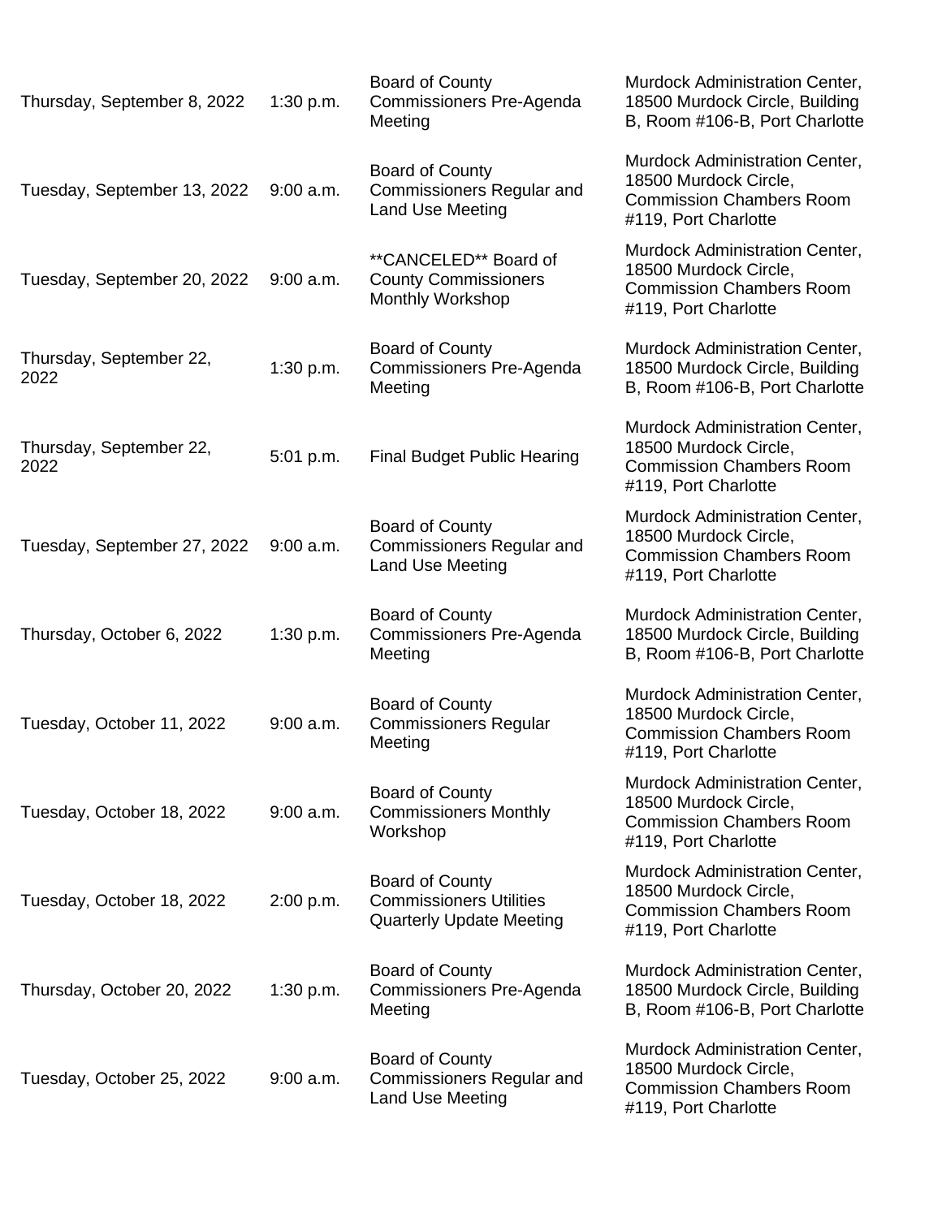| | | | |
|---|---|---|---|
| Thursday, September 8, 2022 | 1:30 p.m. | Board of County Commissioners Pre-Agenda Meeting | Murdock Administration Center, 18500 Murdock Circle, Building B, Room #106-B, Port Charlotte |
| Tuesday, September 13, 2022 | 9:00 a.m. | Board of County Commissioners Regular and Land Use Meeting | Murdock Administration Center, 18500 Murdock Circle, Commission Chambers Room #119, Port Charlotte |
| Tuesday, September 20, 2022 | 9:00 a.m. | **CANCELED** Board of County Commissioners Monthly Workshop | Murdock Administration Center, 18500 Murdock Circle, Commission Chambers Room #119, Port Charlotte |
| Thursday, September 22, 2022 | 1:30 p.m. | Board of County Commissioners Pre-Agenda Meeting | Murdock Administration Center, 18500 Murdock Circle, Building B, Room #106-B, Port Charlotte |
| Thursday, September 22, 2022 | 5:01 p.m. | Final Budget Public Hearing | Murdock Administration Center, 18500 Murdock Circle, Commission Chambers Room #119, Port Charlotte |
| Tuesday, September 27, 2022 | 9:00 a.m. | Board of County Commissioners Regular and Land Use Meeting | Murdock Administration Center, 18500 Murdock Circle, Commission Chambers Room #119, Port Charlotte |
| Thursday, October 6, 2022 | 1:30 p.m. | Board of County Commissioners Pre-Agenda Meeting | Murdock Administration Center, 18500 Murdock Circle, Building B, Room #106-B, Port Charlotte |
| Tuesday, October 11, 2022 | 9:00 a.m. | Board of County Commissioners Regular Meeting | Murdock Administration Center, 18500 Murdock Circle, Commission Chambers Room #119, Port Charlotte |
| Tuesday, October 18, 2022 | 9:00 a.m. | Board of County Commissioners Monthly Workshop | Murdock Administration Center, 18500 Murdock Circle, Commission Chambers Room #119, Port Charlotte |
| Tuesday, October 18, 2022 | 2:00 p.m. | Board of County Commissioners Utilities Quarterly Update Meeting | Murdock Administration Center, 18500 Murdock Circle, Commission Chambers Room #119, Port Charlotte |
| Thursday, October 20, 2022 | 1:30 p.m. | Board of County Commissioners Pre-Agenda Meeting | Murdock Administration Center, 18500 Murdock Circle, Building B, Room #106-B, Port Charlotte |
| Tuesday, October 25, 2022 | 9:00 a.m. | Board of County Commissioners Regular and Land Use Meeting | Murdock Administration Center, 18500 Murdock Circle, Commission Chambers Room #119, Port Charlotte |